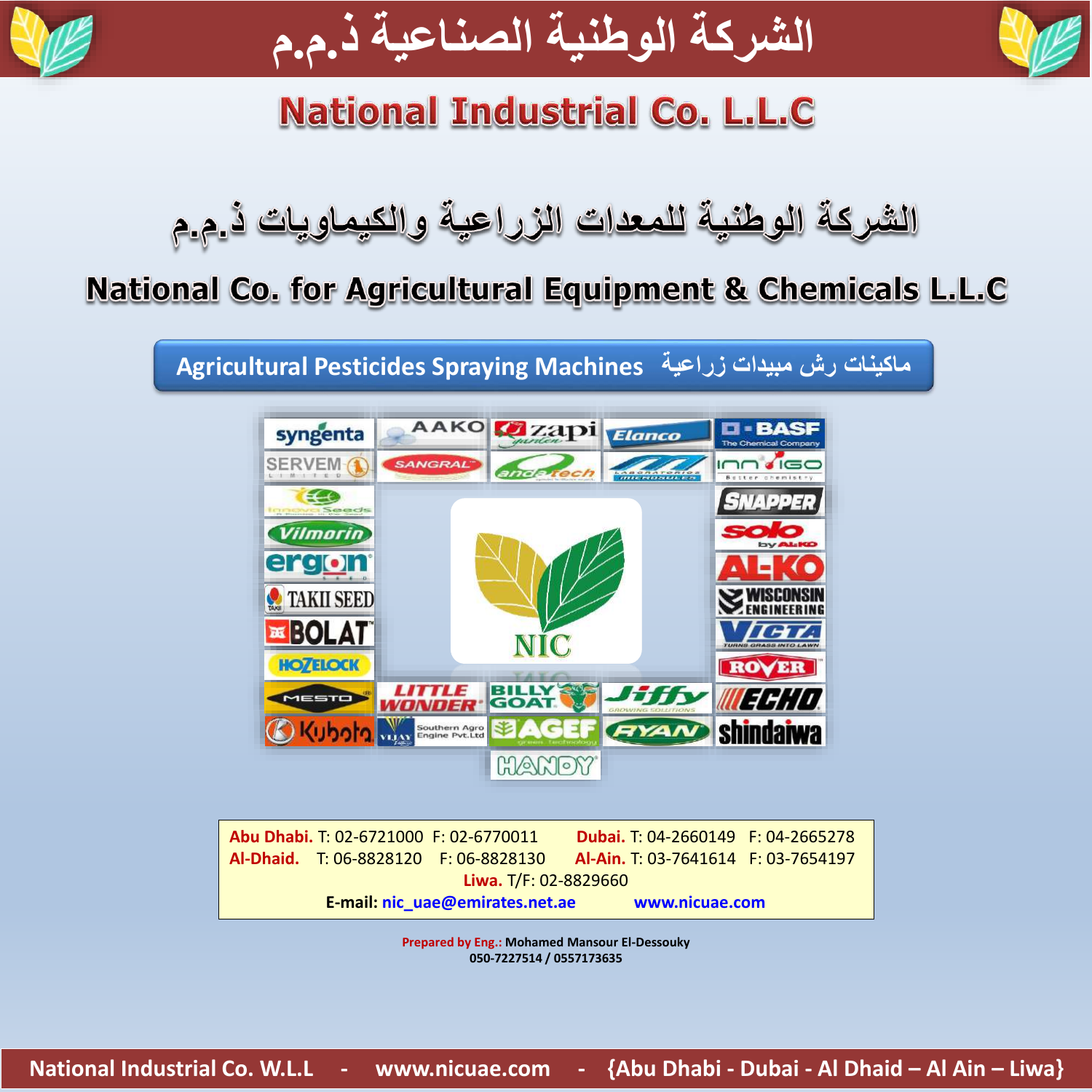# الشركة الوطنية الصناعية ذ.م.م

# National Industrial Co. L.L.C

## الشركة الوطنية للمعدات الزراعية والكيماويات ذ.م.م

## National Co. for Agricultural Equipment & Chemicals L.L.C

**Agricultural Pesticides Spraying Machines ماكينات رش مبيدات زراعية**

syngenta | AAKO | zapi | Elanco | BASF The Chemical Company | SERVEM | SANGRAL | andatech | Laboratorios Microsules | INNVIGO | Innovat Seeds | Vilmorin | ergon | TAKII SEED | BOLAT | HOZELOCK | MESTO | Kubota | SNAPPER | solo by AL-KO | AL-KO | WISCONSIN ENGINEERING | VICTA | ROVER | ECHO | shindaiwa | LITTLE WONDER | BILLY GOAT | Jiffy | VIJAY Southern Agro Engine Pvt.Ltd | AGEF | RYAN | HANDY

NIC

**Abu Dhabi.** T: 02-6721000 F: 02-6770011 **Dubai.** T: 04-2660149 F: 04-2665278
**Al-Dhaid.** T: 06-8828120 F: 06-8828130 **Al-Ain.** T: 03-7641614 F: 03-7654197
**Liwa.** T/F: 02-8829660
**E-mail:** nic_uae@emirates.net.ae www.nicuae.com

**Prepared by Eng.: Mohamed Mansour El-Dessouky**
**050-7227514 / 0557173635**

National Industrial Co. W.L.L - www.nicuae.com - {Abu Dhabi - Dubai - Al Dhaid – Al Ain – Liwa}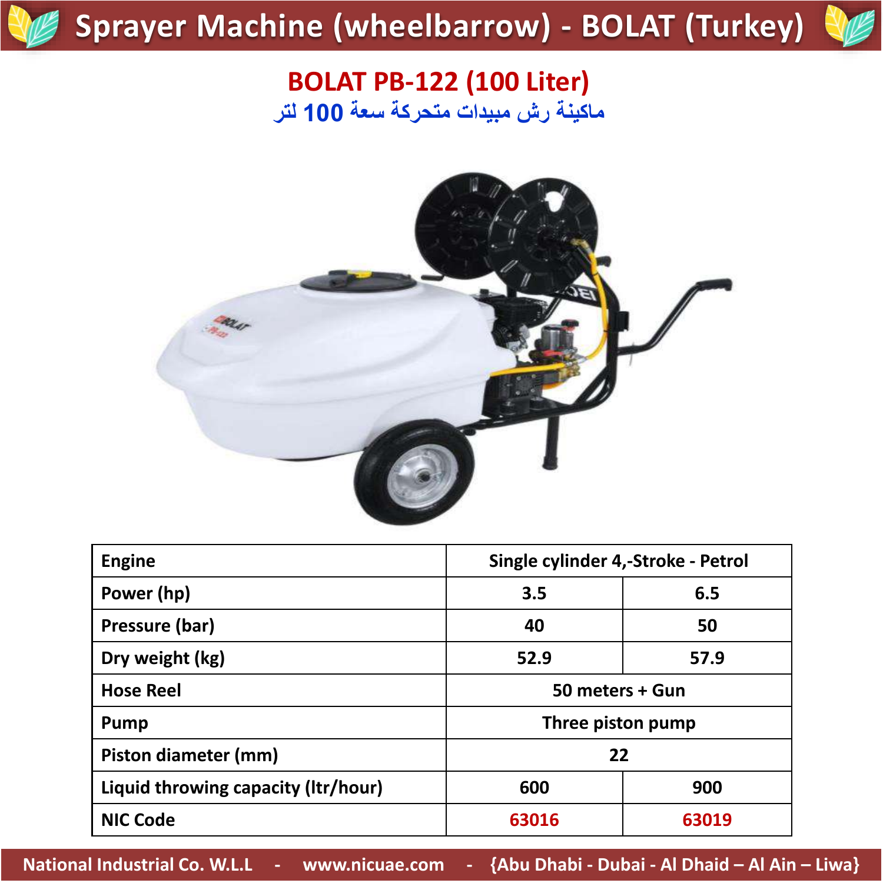# Sprayer Machine (wheelbarrow) - BOLAT (Turkey)

## BOLAT PB-122 (100 Liter)

### ماكينة رش مبيدات متحركة سعة 100 لتر

| Engine | Single cylinder 4,-Stroke - Petrol | |
| --- | --- | --- |
| Power (hp) | 3.5 | 6.5 |
| Pressure (bar) | 40 | 50 |
| Dry weight (kg) | 52.9 | 57.9 |
| Hose Reel | 50 meters + Gun | |
| Pump | Three piston pump | |
| Piston diameter (mm) | 22 | |
| Liquid throwing capacity (ltr/hour) | 600 | 900 |
| NIC Code | 63016 | 63019 |

National Industrial Co. W.L.L - www.nicuae.com - {Abu Dhabi - Dubai - Al Dhaid – Al Ain – Liwa}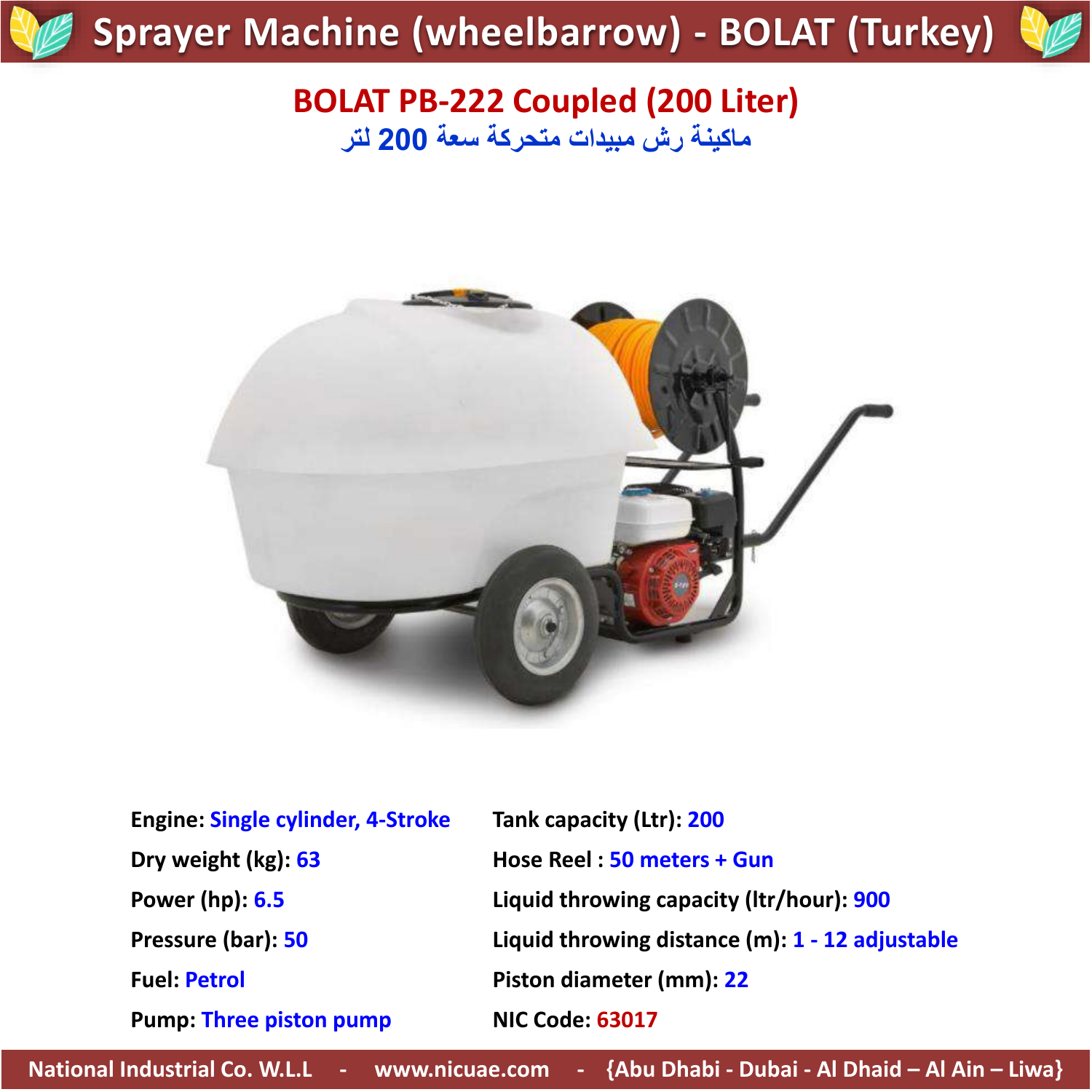# Sprayer Machine (wheelbarrow) - BOLAT (Turkey)

## BOLAT PB-222 Coupled (200 Liter)

ماكينة رش مبيدات متحركة سعة 200 لتر

**Engine:** Single cylinder, 4-Stroke

**Dry weight (kg):** 63

**Power (hp):** 6.5

**Pressure (bar):** 50

**Fuel:** Petrol

**Pump:** Three piston pump

**Tank capacity (Ltr):** 200

**Hose Reel :** 50 meters + Gun

**Liquid throwing capacity (ltr/hour):** 900

**Liquid throwing distance (m):** 1 - 12 adjustable

**Piston diameter (mm):** 22

**NIC Code:** 63017

National Industrial Co. W.L.L - www.nicuae.com - {Abu Dhabi - Dubai - Al Dhaid – Al Ain – Liwa}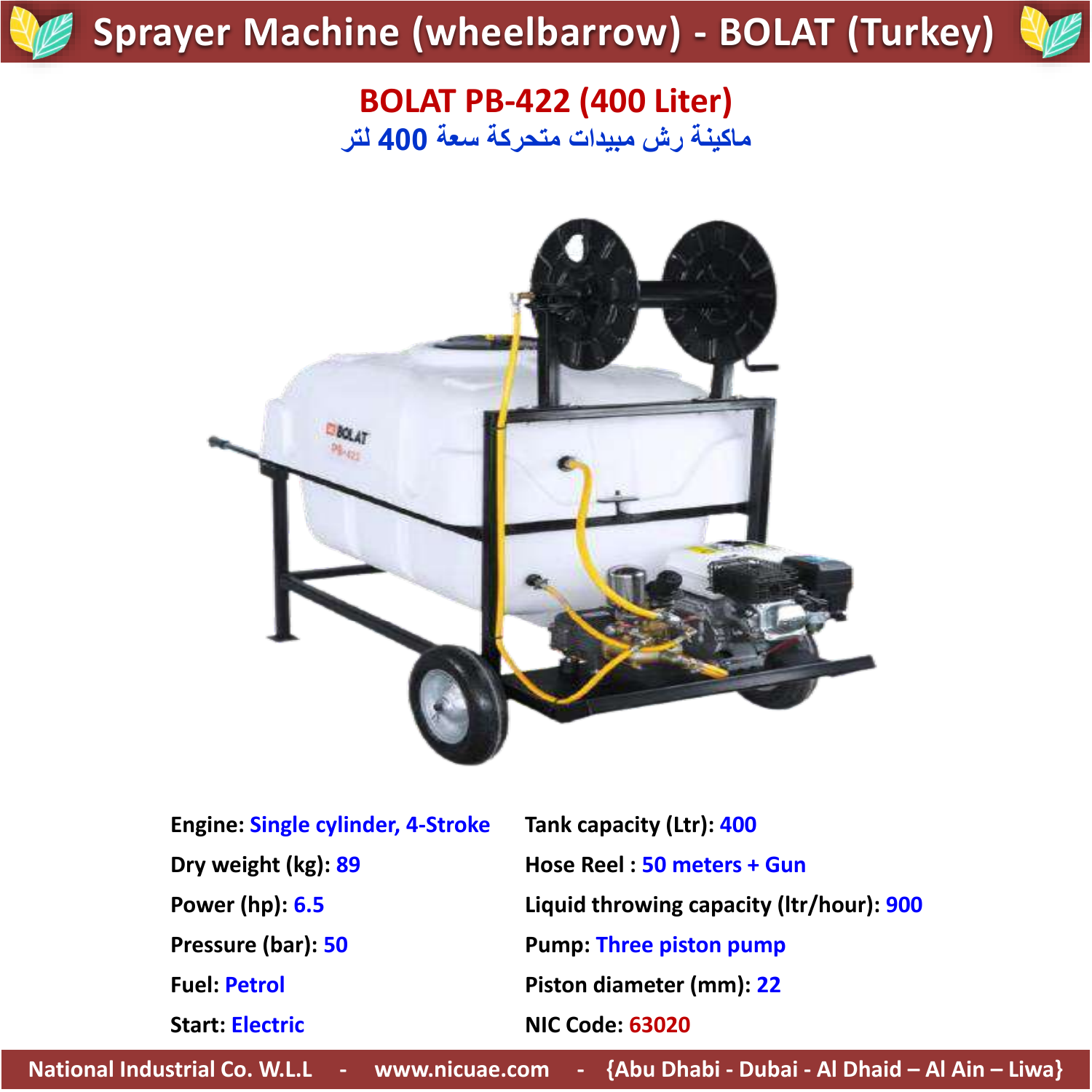# Sprayer Machine (wheelbarrow) - BOLAT (Turkey)

## BOLAT PB-422 (400 Liter)

## ماكينة رش مبيدات متحركة سعة 400 لتر

**Engine:** Single cylinder, 4-Stroke

**Dry weight (kg):** 89

**Power (hp):** 6.5

**Pressure (bar):** 50

**Fuel:** Petrol

**Start:** Electric

**Tank capacity (Ltr):** 400

**Hose Reel :** 50 meters + Gun

**Liquid throwing capacity (ltr/hour):** 900

**Pump:** Three piston pump

**Piston diameter (mm):** 22

**NIC Code:** 63020

National Industrial Co. W.L.L - www.nicuae.com - {Abu Dhabi - Dubai - Al Dhaid – Al Ain – Liwa}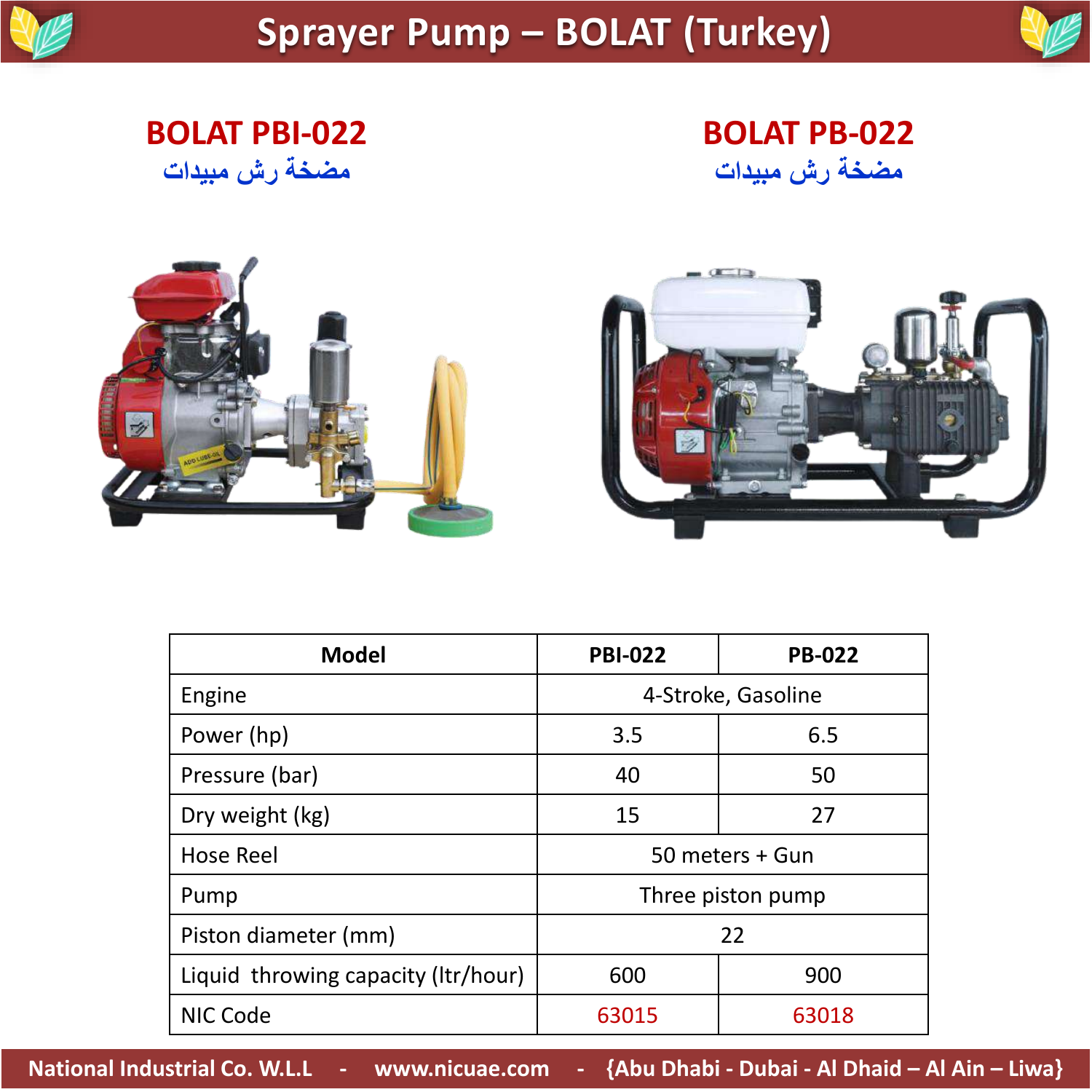# Sprayer Pump – BOLAT (Turkey)

## BOLAT PBI-022

مضخة رش مبيدات

## BOLAT PB-022

مضخة رش مبيدات

| Model | PBI-022 | PB-022 |
|---|---|---|
| Engine | 4-Stroke, Gasoline | |
| Power (hp) | 3.5 | 6.5 |
| Pressure (bar) | 40 | 50 |
| Dry weight (kg) | 15 | 27 |
| Hose Reel | 50 meters + Gun | |
| Pump | Three piston pump | |
| Piston diameter (mm) | 22 | |
| Liquid throwing capacity (ltr/hour) | 600 | 900 |
| NIC Code | 63015 | 63018 |

National Industrial Co. W.L.L - www.nicuae.com - {Abu Dhabi - Dubai - Al Dhaid – Al Ain – Liwa}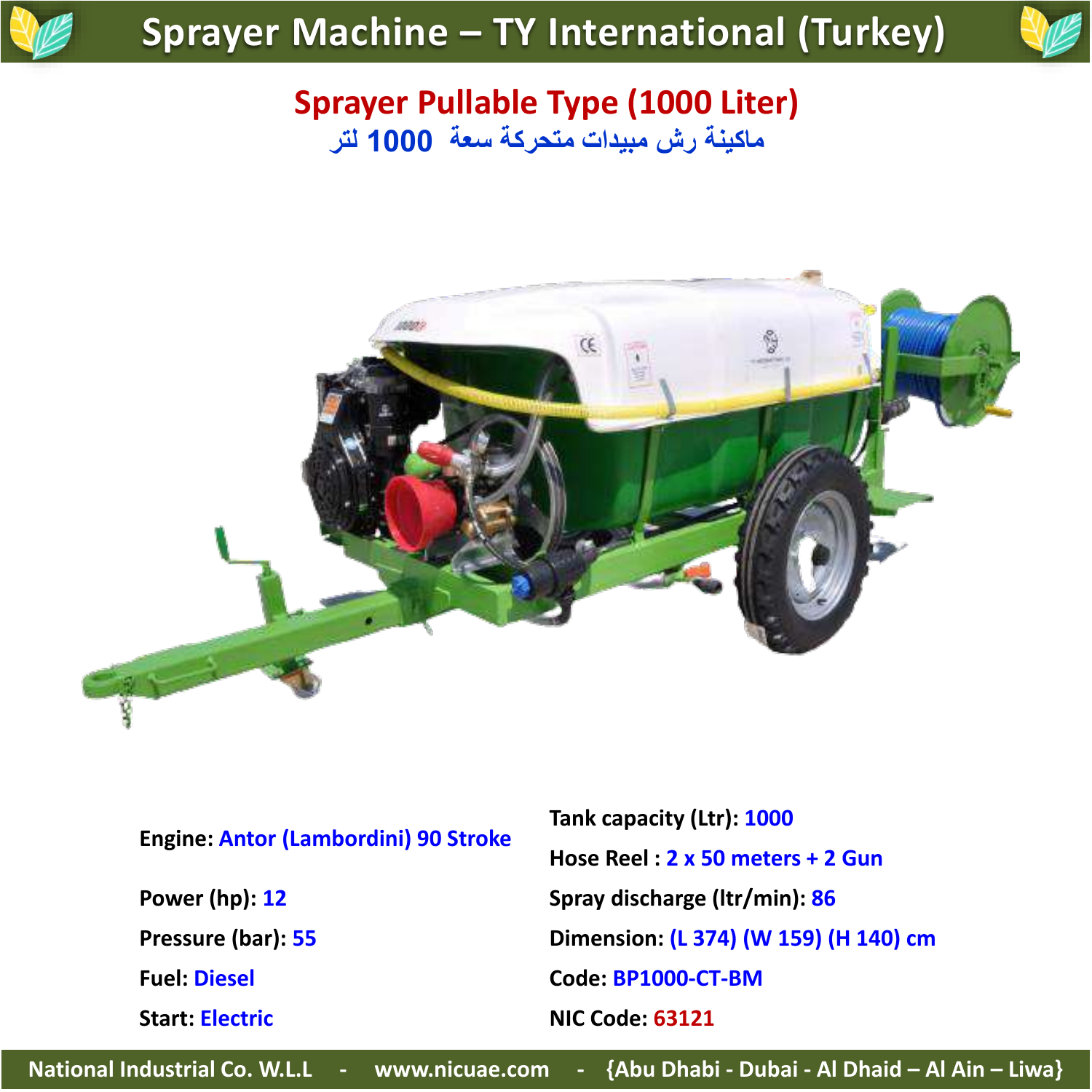# Sprayer Machine – TY International (Turkey)

## Sprayer Pullable Type (1000 Liter)

## ماكينة رش مبيدات متحركة سعة 1000 لتر

**Engine:** Antor (Lambordini) 90 Stroke

**Power (hp):** 12

**Pressure (bar):** 55

**Fuel:** Diesel

**Start:** Electric

**Tank capacity (Ltr):** 1000

**Hose Reel :** 2 x 50 meters + 2 Gun

**Spray discharge (ltr/min):** 86

**Dimension:** (L 374) (W 159) (H 140) cm

**Code:** BP1000-CT-BM

**NIC Code:** 63121

National Industrial Co. W.L.L - www.nicuae.com - {Abu Dhabi - Dubai - Al Dhaid – Al Ain – Liwa}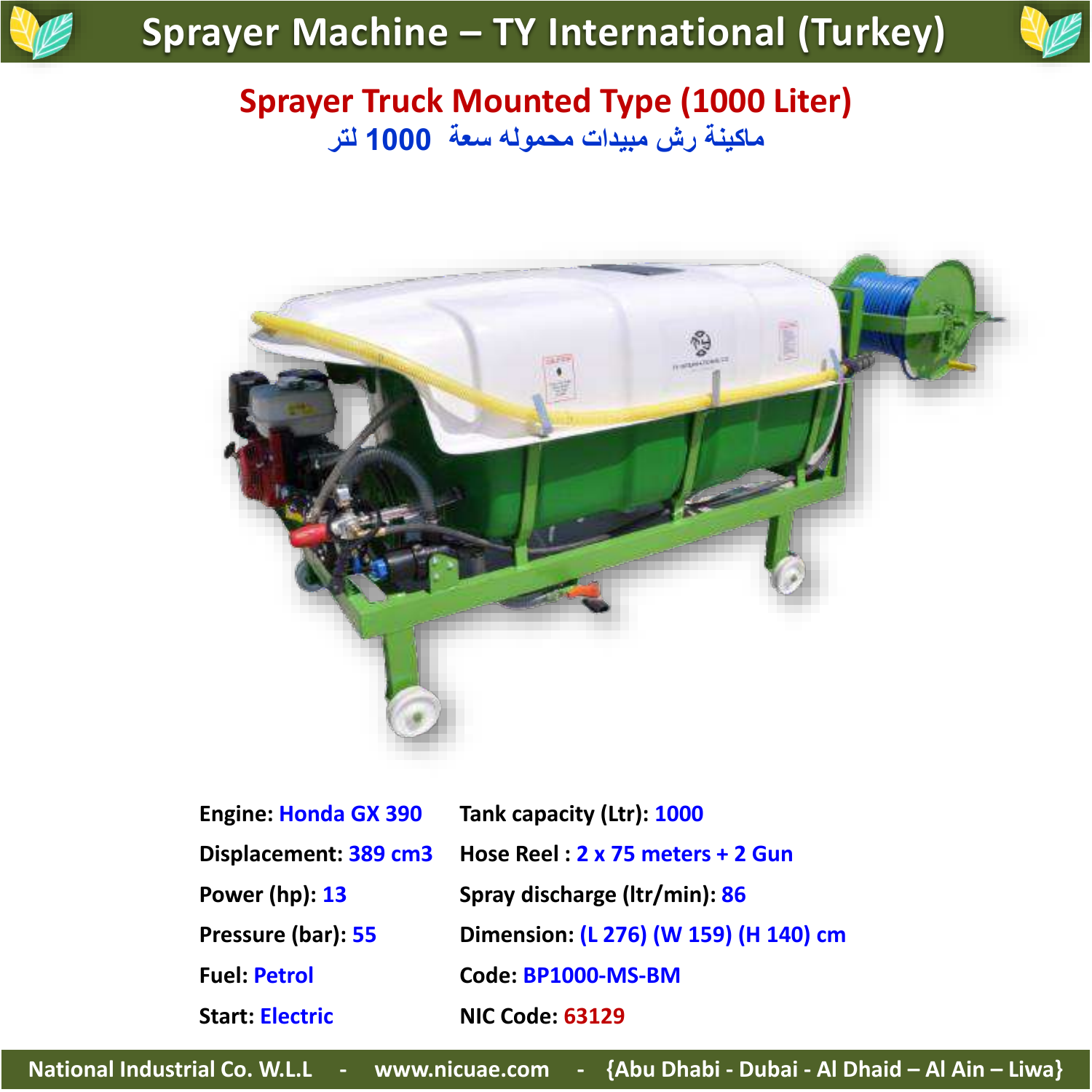# Sprayer Machine – TY International (Turkey)

## Sprayer Truck Mounted Type (1000 Liter)

## ماكينة رش مبيدات محموله سعة 1000 لتر

| | |
|---|---|
| **Engine:** Honda GX 390 | **Tank capacity (Ltr):** 1000 |
| **Displacement:** 389 cm3 | **Hose Reel :** 2 x 75 meters + 2 Gun |
| **Power (hp):** 13 | **Spray discharge (ltr/min):** 86 |
| **Pressure (bar):** 55 | **Dimension:** (L 276) (W 159) (H 140) cm |
| **Fuel:** Petrol | **Code:** BP1000-MS-BM |
| **Start:** Electric | **NIC Code:** 63129 |

National Industrial Co. W.L.L - www.nicuae.com - {Abu Dhabi - Dubai - Al Dhaid – Al Ain – Liwa}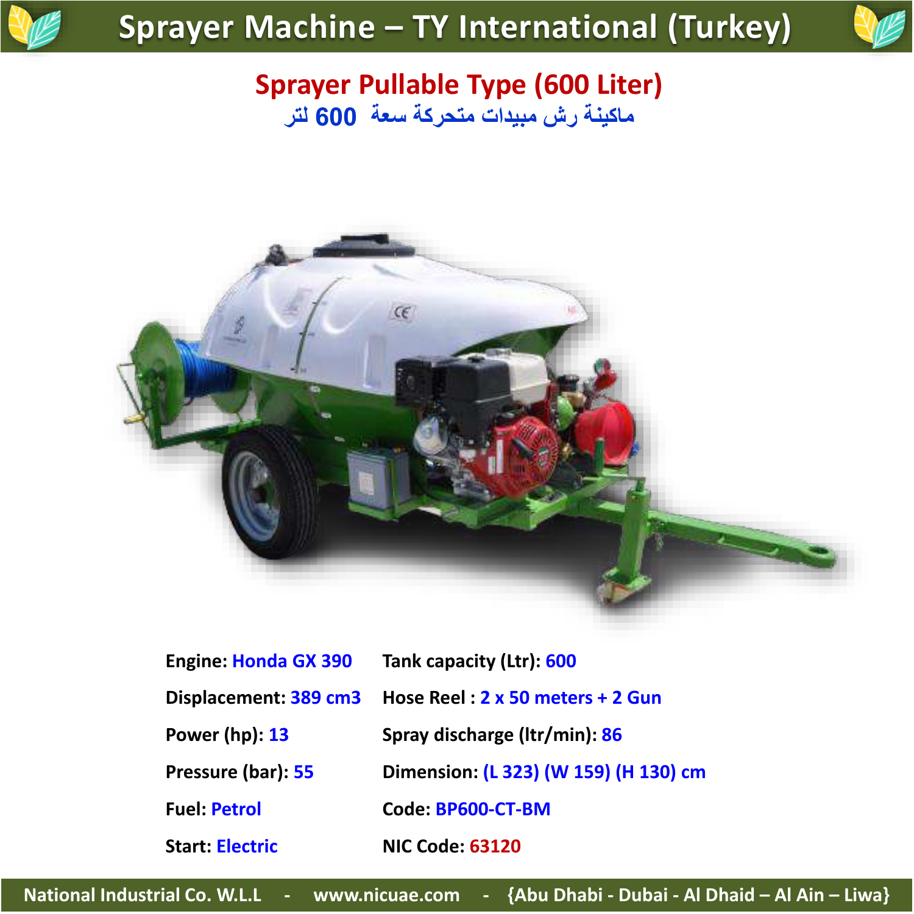# Sprayer Machine – TY International (Turkey)

## Sprayer Pullable Type (600 Liter)

### ماكينة رش مبيدات متحركة سعة 600 لتر

**Engine:** Honda GX 390

**Displacement:** 389 cm3

**Power (hp):** 13

**Pressure (bar):** 55

**Fuel:** Petrol

**Start:** Electric

**Tank capacity (Ltr):** 600

**Hose Reel :** 2 x 50 meters + 2 Gun

**Spray discharge (ltr/min):** 86

**Dimension:** (L 323) (W 159) (H 130) cm

**Code:** BP600-CT-BM

**NIC Code:** 63120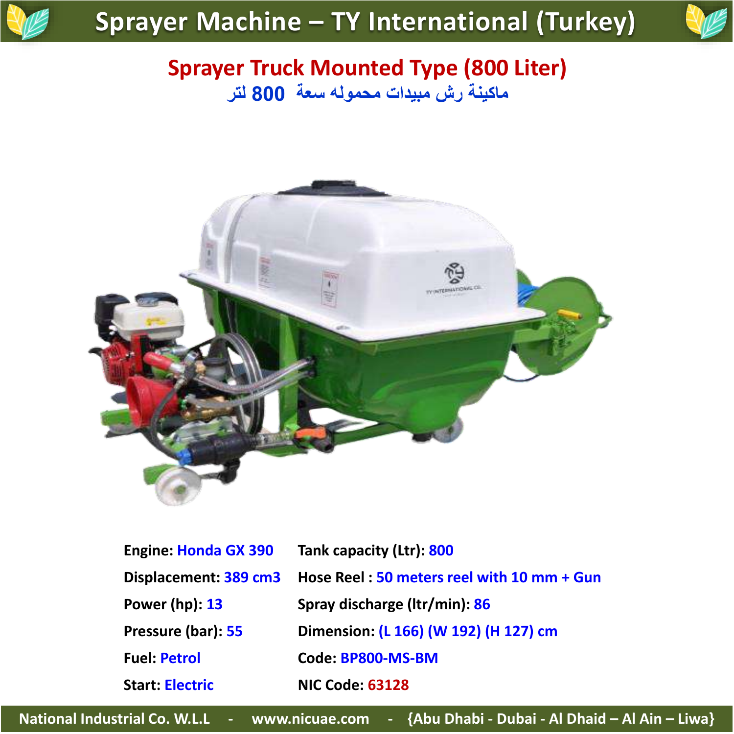# Sprayer Machine – TY International (Turkey)

## Sprayer Truck Mounted Type (800 Liter)

## ماكينة رش مبيدات محموله سعة 800 لتر

**Engine:** Honda GX 390

**Displacement:** 389 cm3

**Power (hp):** 13

**Pressure (bar):** 55

**Fuel:** Petrol

**Start:** Electric

**Tank capacity (Ltr):** 800

**Hose Reel :** 50 meters reel with 10 mm + Gun

**Spray discharge (ltr/min):** 86

**Dimension:** (L 166) (W 192) (H 127) cm

**Code:** BP800-MS-BM

**NIC Code:** 63128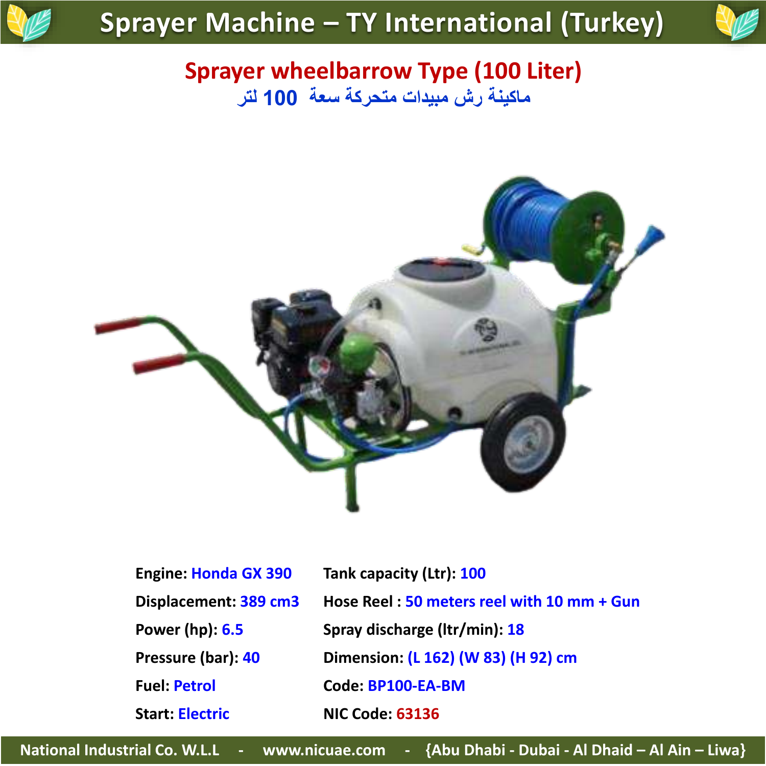# Sprayer Machine – TY International (Turkey)

## Sprayer wheelbarrow Type (100 Liter)

## ماكينة رش مبيدات متحركة سعة 100 لتر

| | |
|---|---|
| **Engine:** Honda GX 390 | **Tank capacity (Ltr):** 100 |
| **Displacement:** 389 cm3 | **Hose Reel :** 50 meters reel with 10 mm + Gun |
| **Power (hp):** 6.5 | **Spray discharge (ltr/min):** 18 |
| **Pressure (bar):** 40 | **Dimension:** (L 162) (W 83) (H 92) cm |
| **Fuel:** Petrol | **Code:** BP100-EA-BM |
| **Start:** Electric | **NIC Code:** 63136 |

National Industrial Co. W.L.L - www.nicuae.com - {Abu Dhabi - Dubai - Al Dhaid – Al Ain – Liwa}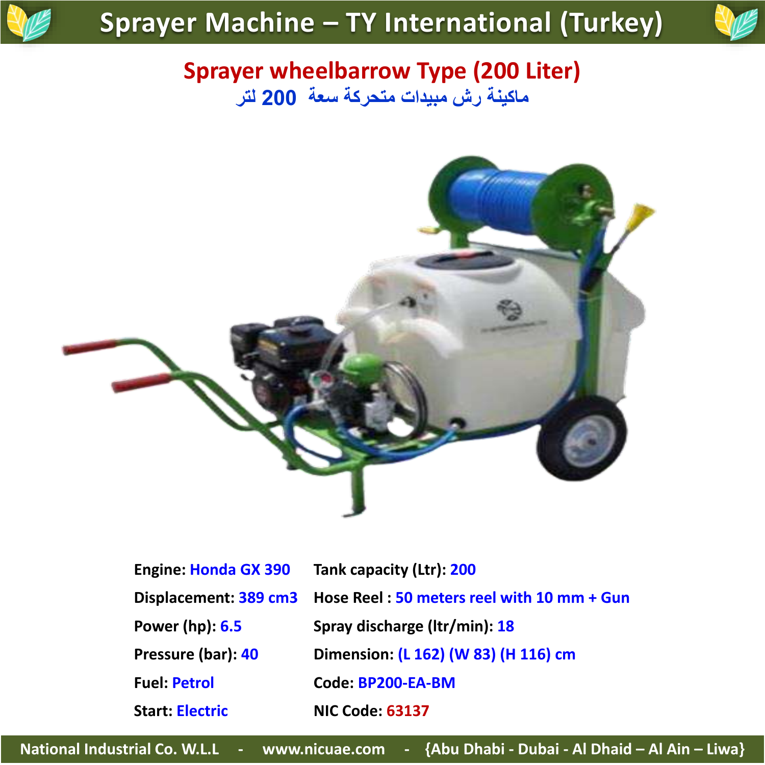# Sprayer Machine – TY International (Turkey)

## Sprayer wheelbarrow Type (200 Liter)

## ماكينة رش مبيدات متحركة سعة 200 لتر

**Engine:** Honda GX 390

**Displacement:** 389 cm3

**Power (hp):** 6.5

**Pressure (bar):** 40

**Fuel:** Petrol

**Start:** Electric

**Tank capacity (Ltr):** 200

**Hose Reel :** 50 meters reel with 10 mm + Gun

**Spray discharge (ltr/min):** 18

**Dimension:** (L 162) (W 83) (H 116) cm

**Code:** BP200-EA-BM

**NIC Code:** 63137

National Industrial Co. W.L.L - www.nicuae.com - {Abu Dhabi - Dubai - Al Dhaid – Al Ain – Liwa}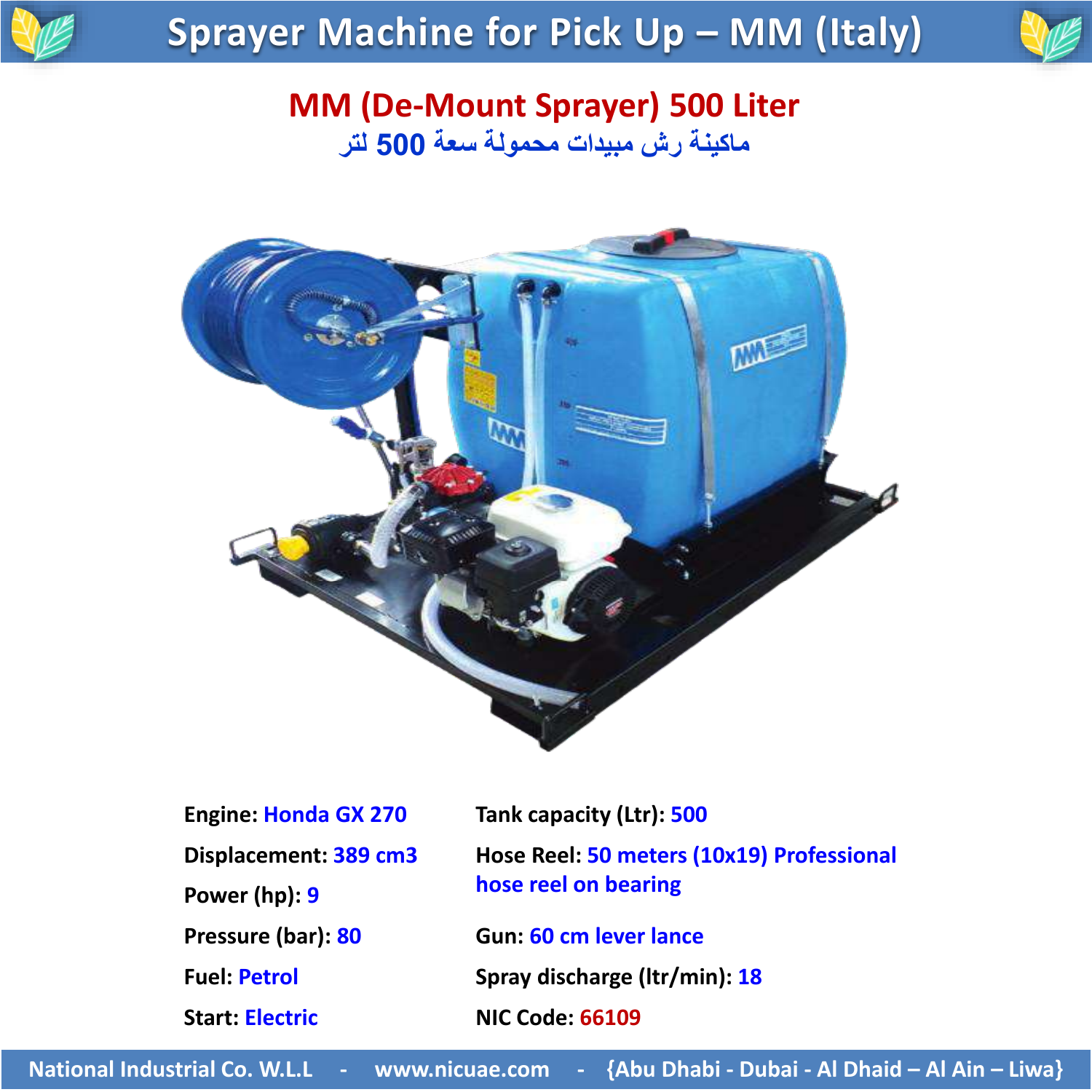# Sprayer Machine for Pick Up – MM (Italy)

## MM (De-Mount Sprayer) 500 Liter

## ماكينة رش مبيدات محمولة سعة 500 لتر

**Engine:** Honda GX 270

**Displacement:** 389 cm3

**Power (hp):** 9

**Pressure (bar):** 80

**Fuel:** Petrol

**Start:** Electric

**Tank capacity (Ltr):** 500

**Hose Reel:** 50 meters (10x19) Professional hose reel on bearing

**Gun:** 60 cm lever lance

**Spray discharge (ltr/min):** 18

**NIC Code:** 66109

National Industrial Co. W.L.L - www.nicuae.com - {Abu Dhabi - Dubai - Al Dhaid – Al Ain – Liwa}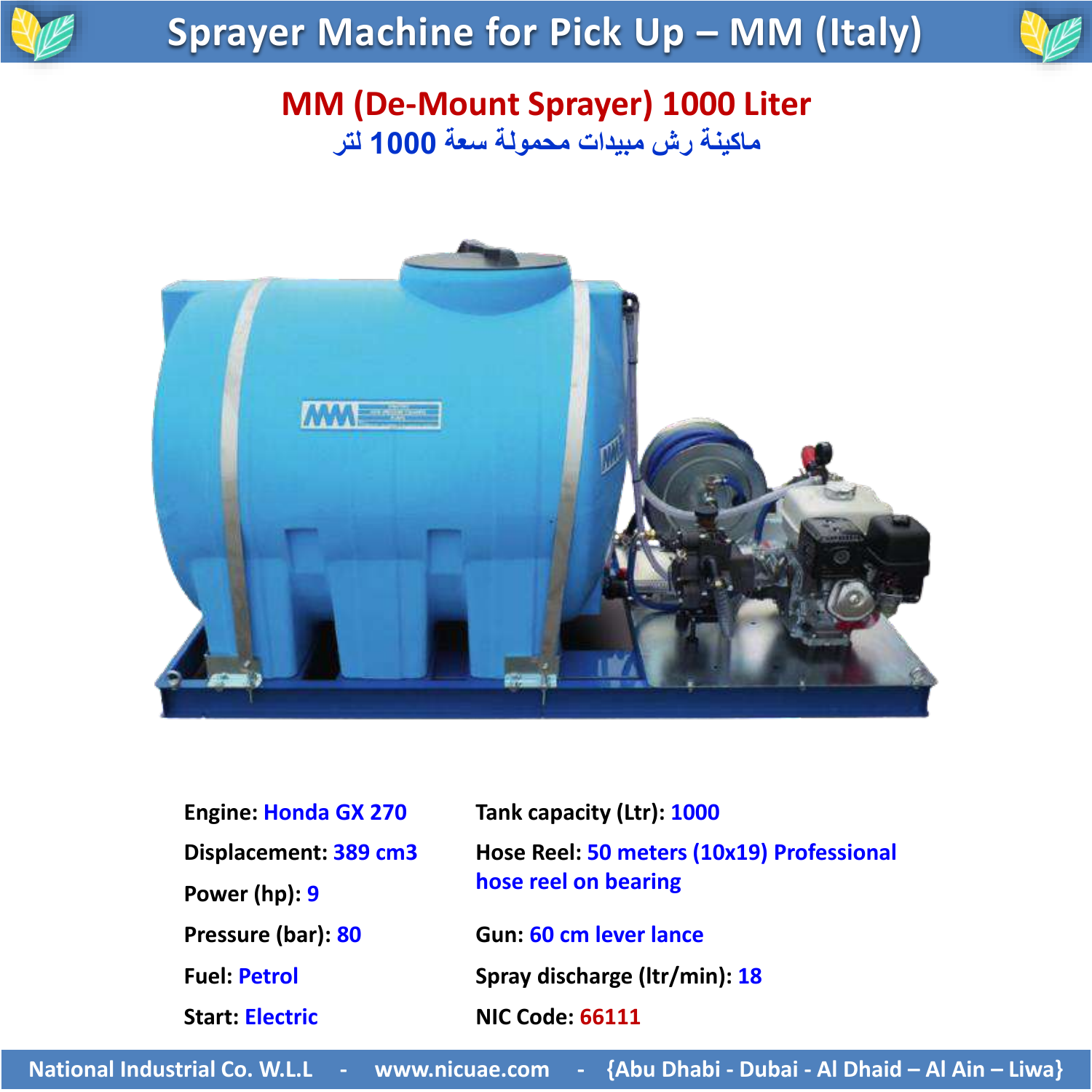# Sprayer Machine for Pick Up – MM (Italy)

## MM (De-Mount Sprayer) 1000 Liter

## ماكينة رش مبيدات محمولة سعة 1000 لتر

**Engine:** Honda GX 270

**Displacement:** 389 cm3

**Power (hp):** 9

**Pressure (bar):** 80

**Fuel:** Petrol

**Start:** Electric

**Tank capacity (Ltr):** 1000

**Hose Reel:** 50 meters (10x19) Professional hose reel on bearing

**Gun:** 60 cm lever lance

**Spray discharge (ltr/min):** 18

**NIC Code:** 66111

National Industrial Co. W.L.L - www.nicuae.com - {Abu Dhabi - Dubai - Al Dhaid – Al Ain – Liwa}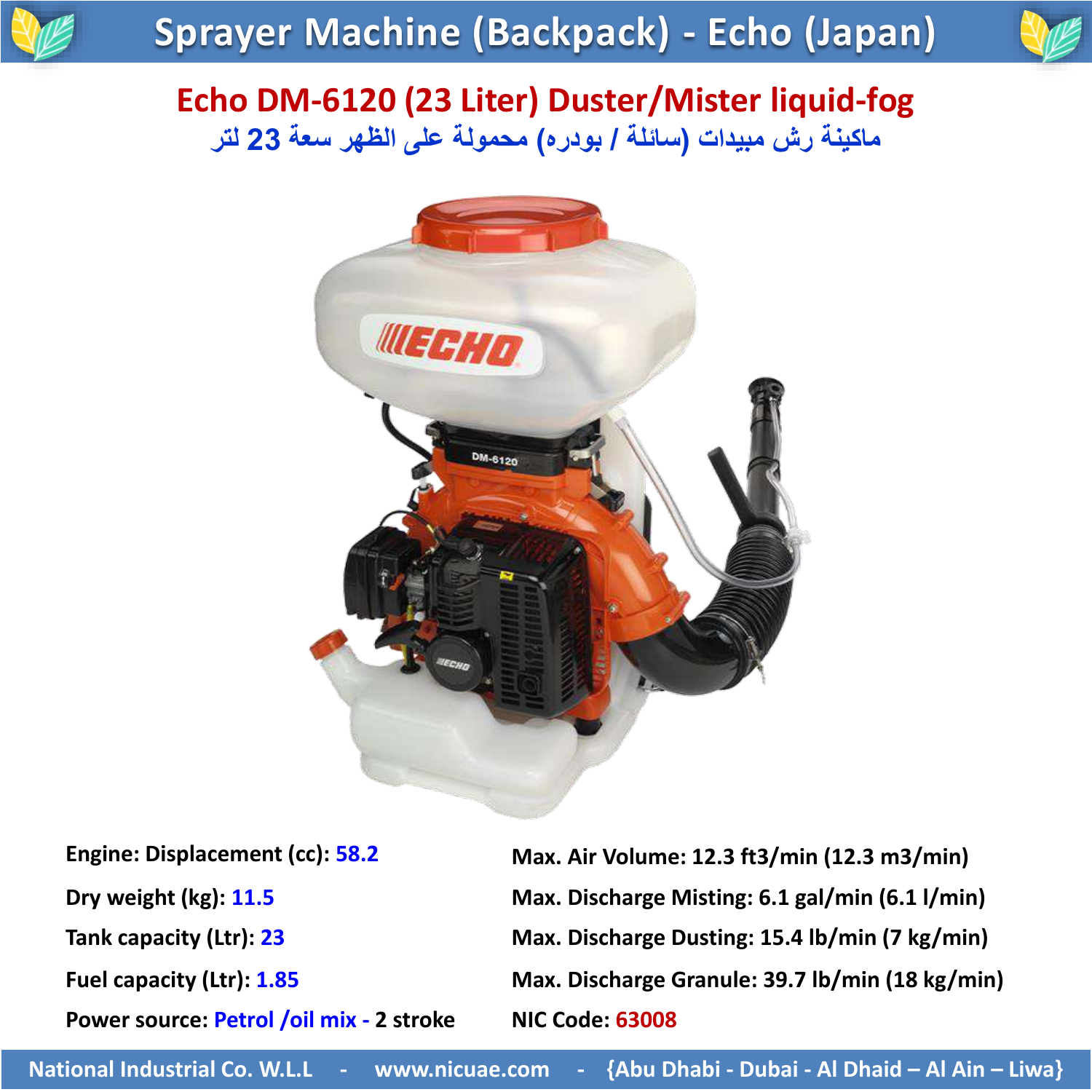# Sprayer Machine (Backpack) - Echo (Japan)

## Echo DM-6120 (23 Liter) Duster/Mister liquid-fog

ماكينة رش مبيدات (سائلة / بودره) محمولة على الظهر سعة 23 لتر

Engine: Displacement (cc): 58.2

Dry weight (kg): 11.5

Tank capacity (Ltr): 23

Fuel capacity (Ltr): 1.85

Power source: Petrol /oil mix - 2 stroke

Max. Air Volume: 12.3 ft3/min (12.3 m3/min)

Max. Discharge Misting: 6.1 gal/min (6.1 l/min)

Max. Discharge Dusting: 15.4 lb/min (7 kg/min)

Max. Discharge Granule: 39.7 lb/min (18 kg/min)

NIC Code: 63008

National Industrial Co. W.L.L - www.nicuae.com - {Abu Dhabi - Dubai - Al Dhaid – Al Ain – Liwa}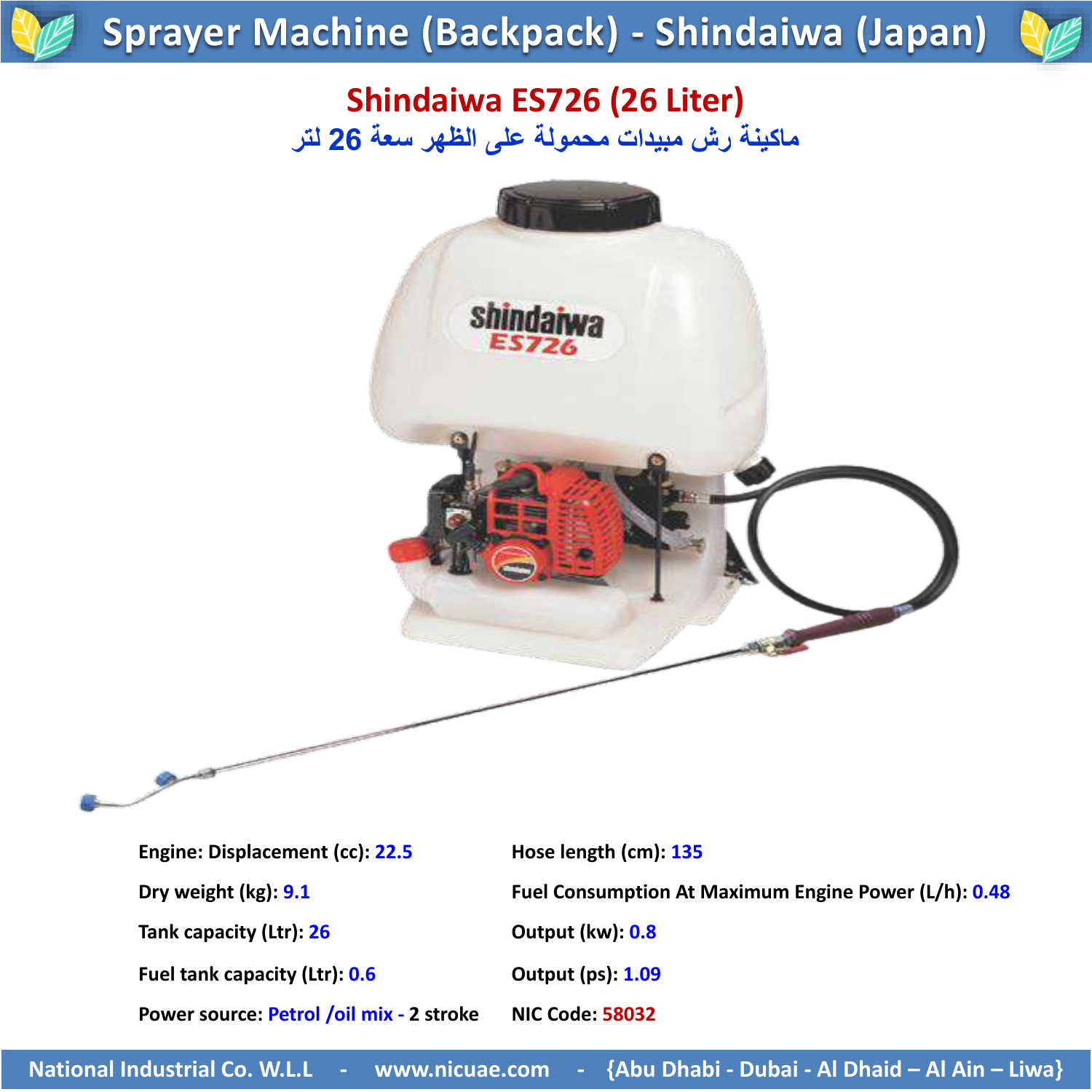# Sprayer Machine (Backpack) - Shindaiwa (Japan)

## Shindaiwa ES726 (26 Liter)

### ماكينة رش مبيدات محمولة على الظهر سعة 26 لتر

**Engine: Displacement (cc):** 22.5

**Dry weight (kg):** 9.1

**Tank capacity (Ltr):** 26

**Fuel tank capacity (Ltr):** 0.6

**Power source:** Petrol /oil mix - 2 stroke

**Hose length (cm):** 135

**Fuel Consumption At Maximum Engine Power (L/h):** 0.48

**Output (kw):** 0.8

**Output (ps):** 1.09

**NIC Code:** 58032

National Industrial Co. W.L.L - www.nicuae.com - {Abu Dhabi - Dubai - Al Dhaid – Al Ain – Liwa}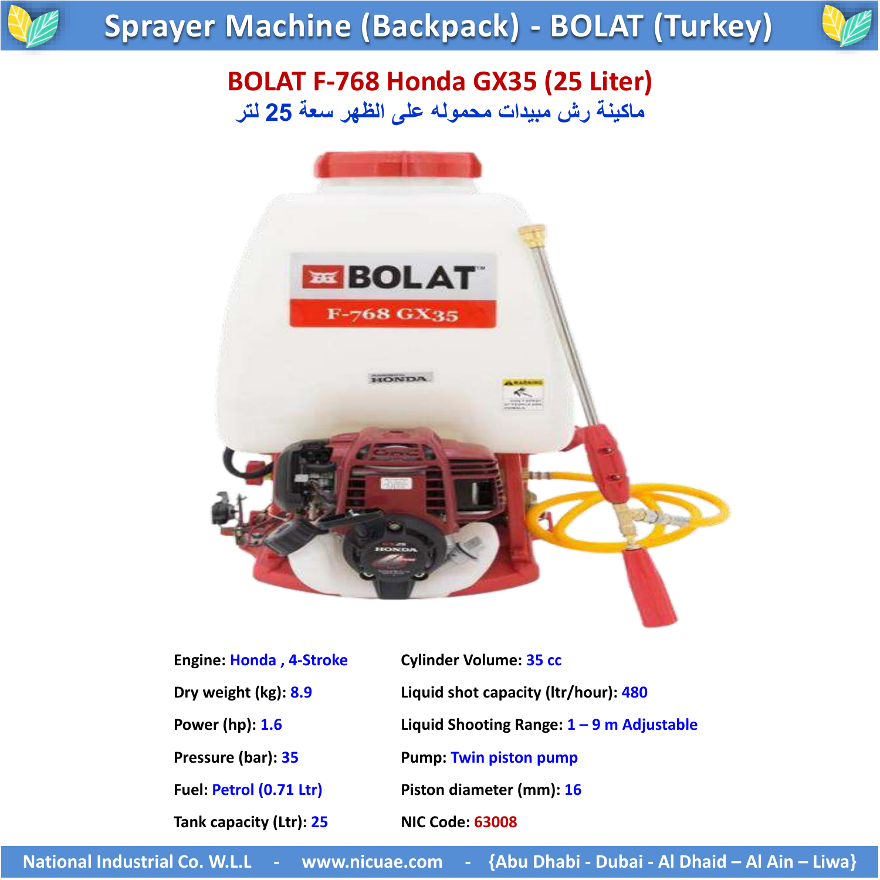# Sprayer Machine (Backpack) - BOLAT (Turkey)

## BOLAT F-768 Honda GX35 (25 Liter)

## ماكينة رش مبيدات محموله على الظهر سعة 25 لتر

**Engine:** Honda , 4-Stroke

**Dry weight (kg):** 8.9

**Power (hp):** 1.6

**Pressure (bar):** 35

**Fuel:** Petrol (0.71 Ltr)

**Tank capacity (Ltr):** 25

**Cylinder Volume:** 35 cc

**Liquid shot capacity (ltr/hour):** 480

**Liquid Shooting Range:** 1 – 9 m Adjustable

**Pump:** Twin piston pump

**Piston diameter (mm):** 16

**NIC Code:** 63008

National Industrial Co. W.L.L - www.nicuae.com - {Abu Dhabi - Dubai - Al Dhaid – Al Ain – Liwa}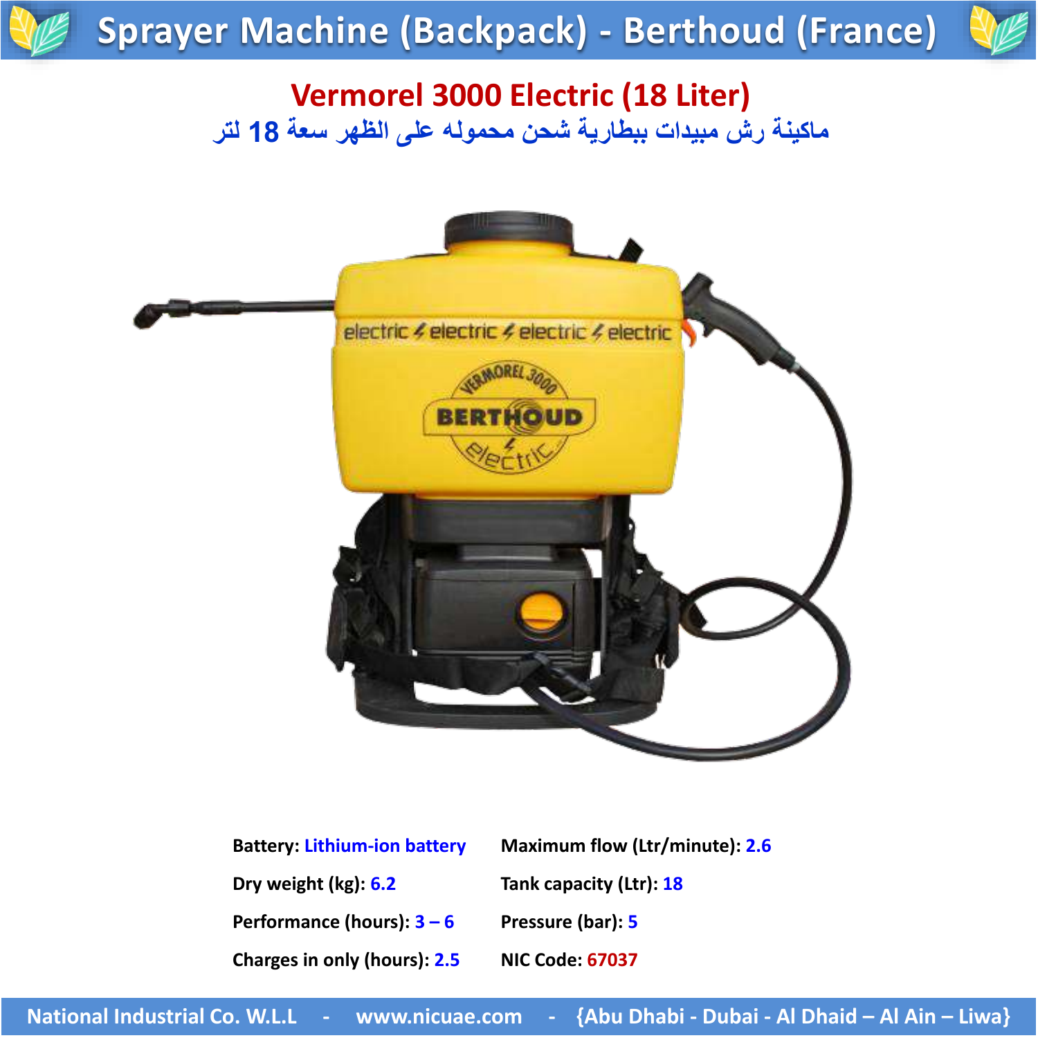# Sprayer Machine (Backpack) - Berthoud (France)

## Vermorel 3000 Electric (18 Liter)

## ماكينة رش مبيدات ببطارية شحن محموله على الظهر سعة 18 لتر

**Battery:** Lithium-ion battery

**Dry weight (kg):** 6.2

**Performance (hours):** 3 – 6

**Charges in only (hours):** 2.5

**Maximum flow (Ltr/minute):** 2.6

**Tank capacity (Ltr):** 18

**Pressure (bar):** 5

**NIC Code:** 67037

National Industrial Co. W.L.L - www.nicuae.com - {Abu Dhabi - Dubai - Al Dhaid – Al Ain – Liwa}